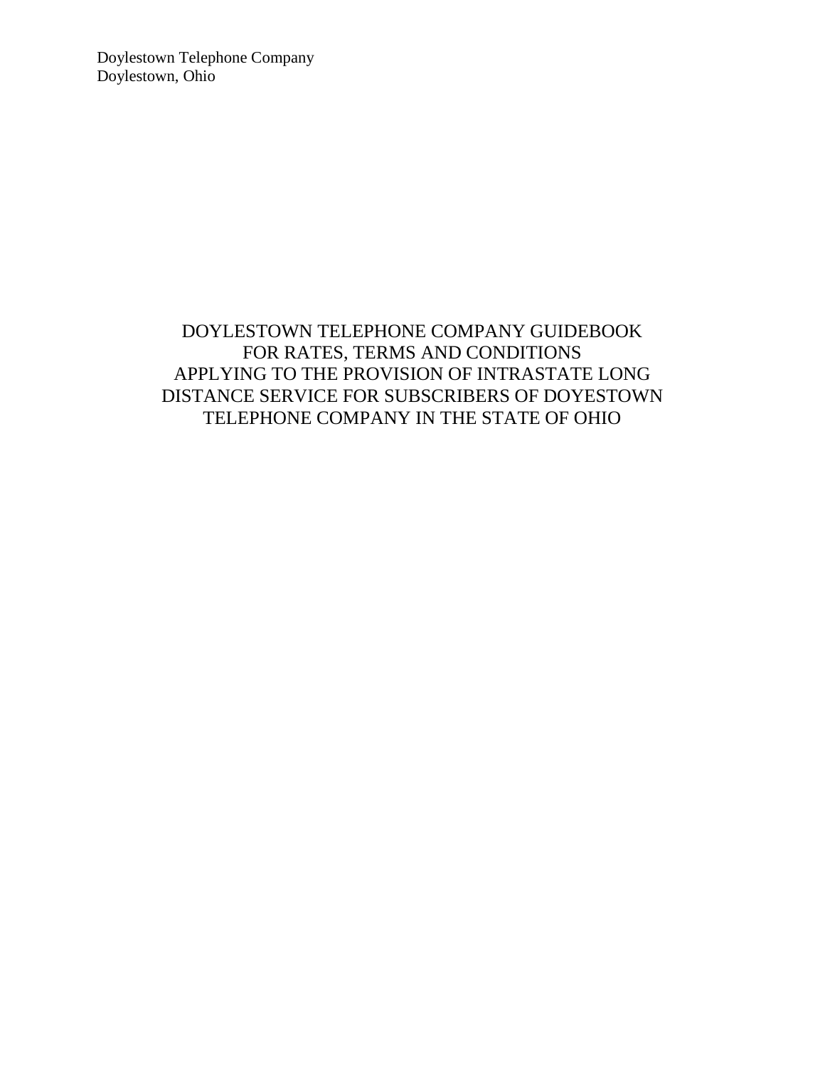Doylestown Telephone Company
Doylestown, Ohio

# DOYLESTOWN TELEPHONE COMPANY GUIDEBOOK FOR RATES, TERMS AND CONDITIONS APPLYING TO THE PROVISION OF INTRASTATE LONG DISTANCE SERVICE FOR SUBSCRIBERS OF DOYESTOWN TELEPHONE COMPANY IN THE STATE OF OHIO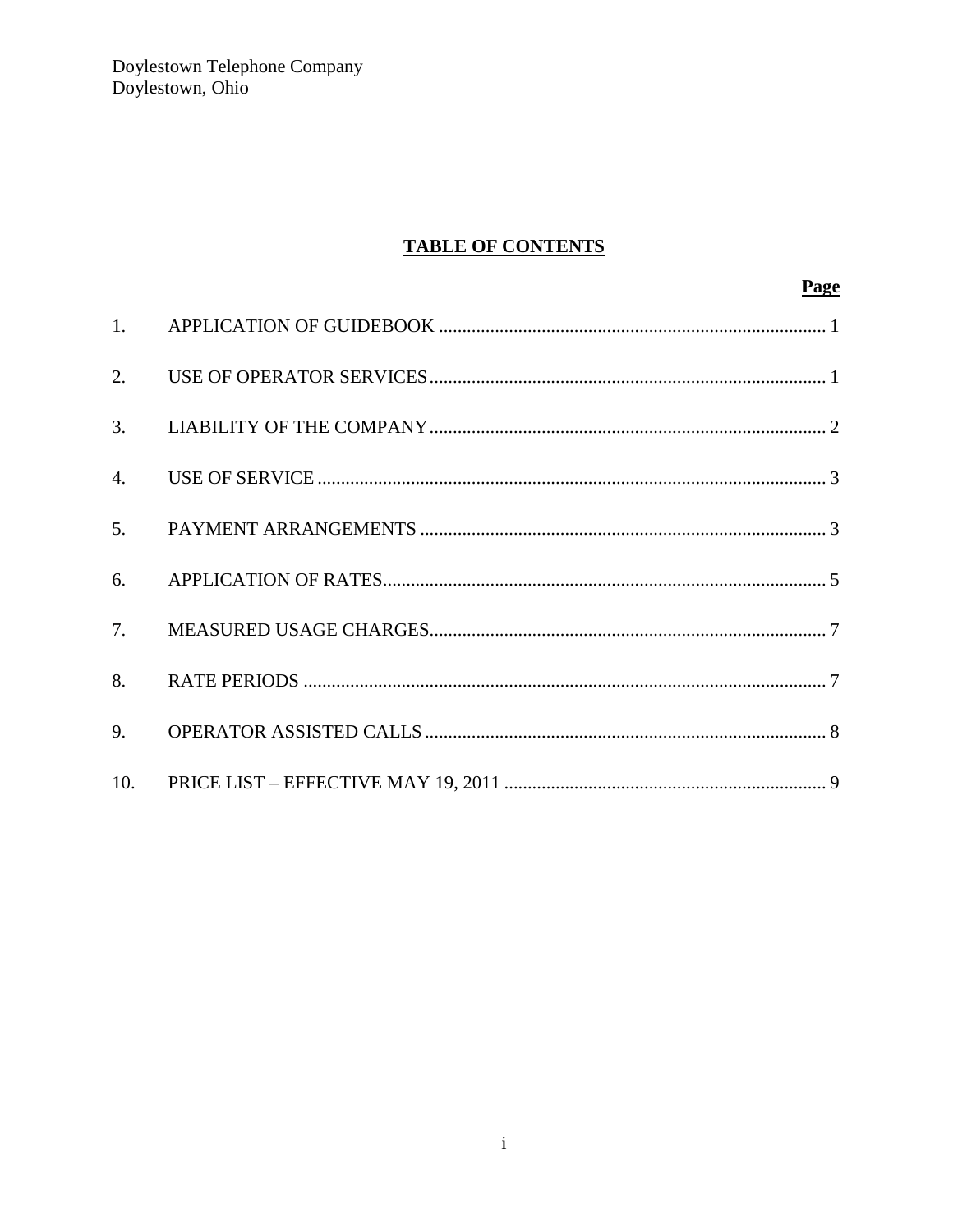Doylestown Telephone Company
Doylestown, Ohio

## TABLE OF CONTENTS

| | | Page |
|---|---|---|
| 1. | APPLICATION OF GUIDEBOOK | 1 |
| 2. | USE OF OPERATOR SERVICES | 1 |
| 3. | LIABILITY OF THE COMPANY | 2 |
| 4. | USE OF SERVICE | 3 |
| 5. | PAYMENT ARRANGEMENTS | 3 |
| 6. | APPLICATION OF RATES | 5 |
| 7. | MEASURED USAGE CHARGES | 7 |
| 8. | RATE PERIODS | 7 |
| 9. | OPERATOR ASSISTED CALLS | 8 |
| 10. | PRICE LIST – EFFECTIVE MAY 19, 2011 | 9 |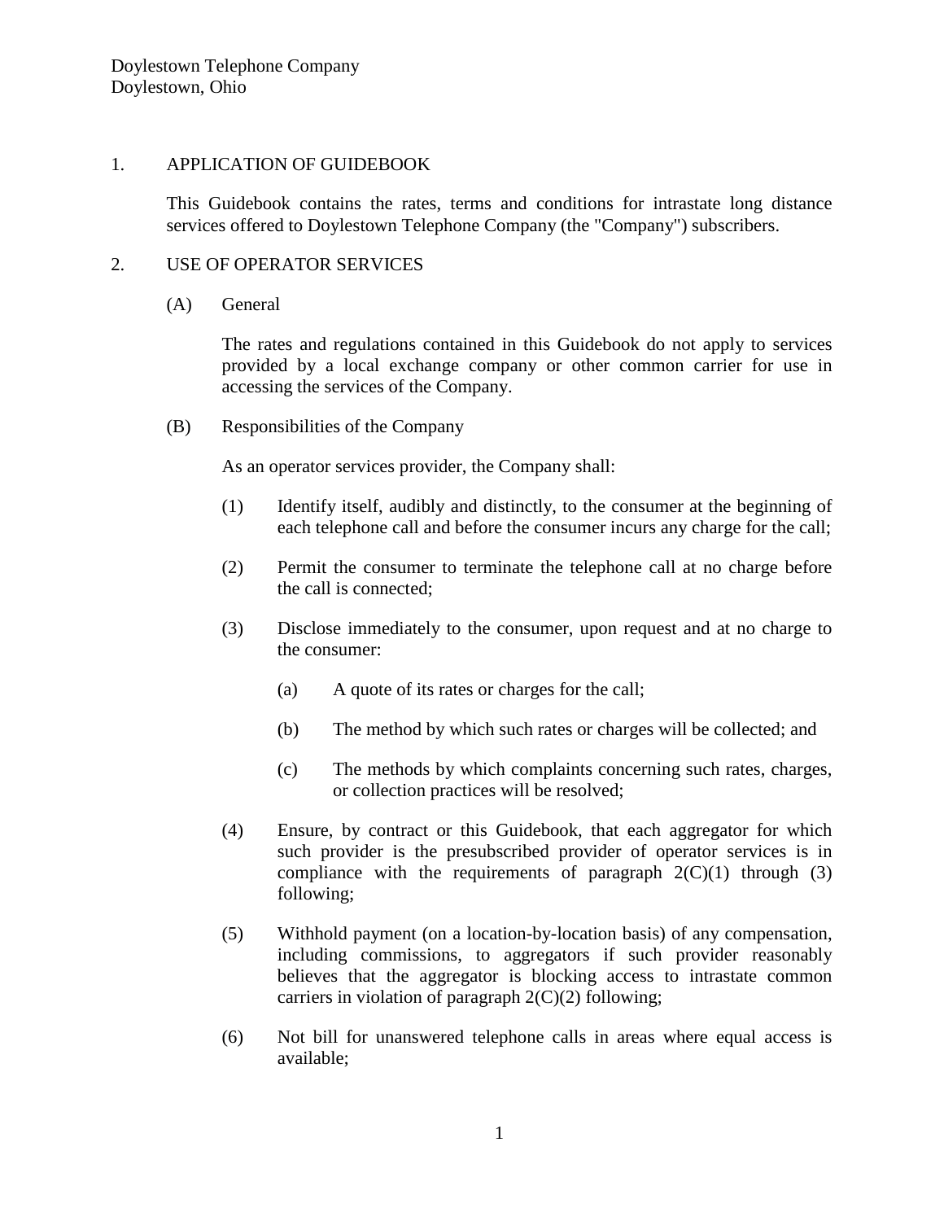Doylestown Telephone Company
Doylestown, Ohio

## 1. APPLICATION OF GUIDEBOOK

This Guidebook contains the rates, terms and conditions for intrastate long distance services offered to Doylestown Telephone Company (the "Company") subscribers.

## 2. USE OF OPERATOR SERVICES

### (A) General

The rates and regulations contained in this Guidebook do not apply to services provided by a local exchange company or other common carrier for use in accessing the services of the Company.

### (B) Responsibilities of the Company

As an operator services provider, the Company shall:

(1) Identify itself, audibly and distinctly, to the consumer at the beginning of each telephone call and before the consumer incurs any charge for the call;

(2) Permit the consumer to terminate the telephone call at no charge before the call is connected;

(3) Disclose immediately to the consumer, upon request and at no charge to the consumer:

  (a) A quote of its rates or charges for the call;

  (b) The method by which such rates or charges will be collected; and

  (c) The methods by which complaints concerning such rates, charges, or collection practices will be resolved;

(4) Ensure, by contract or this Guidebook, that each aggregator for which such provider is the presubscribed provider of operator services is in compliance with the requirements of paragraph 2(C)(1) through (3) following;

(5) Withhold payment (on a location-by-location basis) of any compensation, including commissions, to aggregators if such provider reasonably believes that the aggregator is blocking access to intrastate common carriers in violation of paragraph 2(C)(2) following;

(6) Not bill for unanswered telephone calls in areas where equal access is available;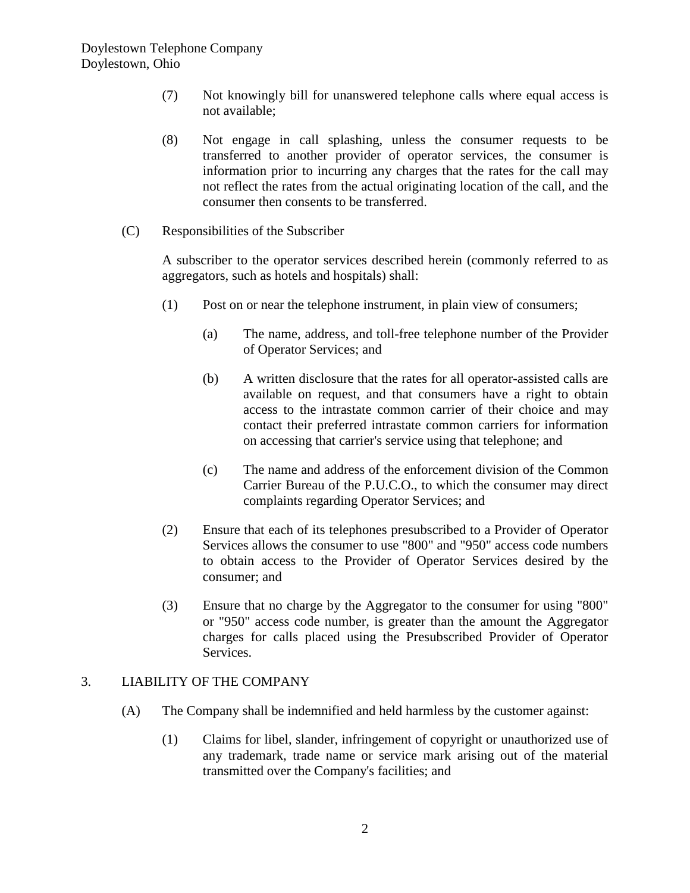(7) Not knowingly bill for unanswered telephone calls where equal access is not available;

(8) Not engage in call splashing, unless the consumer requests to be transferred to another provider of operator services, the consumer is information prior to incurring any charges that the rates for the call may not reflect the rates from the actual originating location of the call, and the consumer then consents to be transferred.

(C) Responsibilities of the Subscriber

A subscriber to the operator services described herein (commonly referred to as aggregators, such as hotels and hospitals) shall:

(1) Post on or near the telephone instrument, in plain view of consumers;

(a) The name, address, and toll-free telephone number of the Provider of Operator Services; and

(b) A written disclosure that the rates for all operator-assisted calls are available on request, and that consumers have a right to obtain access to the intrastate common carrier of their choice and may contact their preferred intrastate common carriers for information on accessing that carrier's service using that telephone; and

(c) The name and address of the enforcement division of the Common Carrier Bureau of the P.U.C.O., to which the consumer may direct complaints regarding Operator Services; and

(2) Ensure that each of its telephones presubscribed to a Provider of Operator Services allows the consumer to use "800" and "950" access code numbers to obtain access to the Provider of Operator Services desired by the consumer; and

(3) Ensure that no charge by the Aggregator to the consumer for using "800" or "950" access code number, is greater than the amount the Aggregator charges for calls placed using the Presubscribed Provider of Operator Services.

3. LIABILITY OF THE COMPANY

(A) The Company shall be indemnified and held harmless by the customer against:

(1) Claims for libel, slander, infringement of copyright or unauthorized use of any trademark, trade name or service mark arising out of the material transmitted over the Company's facilities; and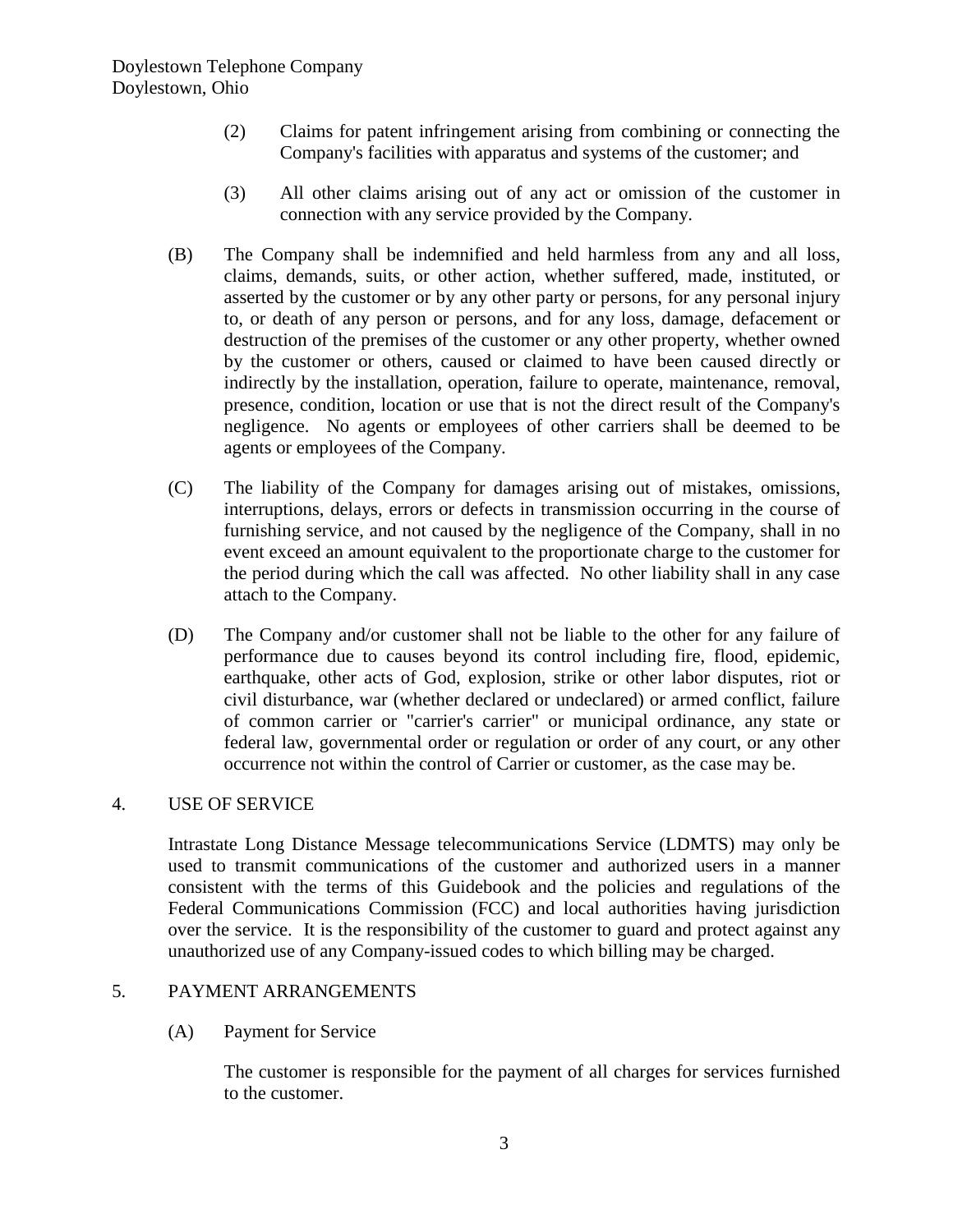(2) Claims for patent infringement arising from combining or connecting the Company's facilities with apparatus and systems of the customer; and

(3) All other claims arising out of any act or omission of the customer in connection with any service provided by the Company.

(B) The Company shall be indemnified and held harmless from any and all loss, claims, demands, suits, or other action, whether suffered, made, instituted, or asserted by the customer or by any other party or persons, for any personal injury to, or death of any person or persons, and for any loss, damage, defacement or destruction of the premises of the customer or any other property, whether owned by the customer or others, caused or claimed to have been caused directly or indirectly by the installation, operation, failure to operate, maintenance, removal, presence, condition, location or use that is not the direct result of the Company's negligence. No agents or employees of other carriers shall be deemed to be agents or employees of the Company.

(C) The liability of the Company for damages arising out of mistakes, omissions, interruptions, delays, errors or defects in transmission occurring in the course of furnishing service, and not caused by the negligence of the Company, shall in no event exceed an amount equivalent to the proportionate charge to the customer for the period during which the call was affected. No other liability shall in any case attach to the Company.

(D) The Company and/or customer shall not be liable to the other for any failure of performance due to causes beyond its control including fire, flood, epidemic, earthquake, other acts of God, explosion, strike or other labor disputes, riot or civil disturbance, war (whether declared or undeclared) or armed conflict, failure of common carrier or "carrier's carrier" or municipal ordinance, any state or federal law, governmental order or regulation or order of any court, or any other occurrence not within the control of Carrier or customer, as the case may be.

## 4. USE OF SERVICE

Intrastate Long Distance Message telecommunications Service (LDMTS) may only be used to transmit communications of the customer and authorized users in a manner consistent with the terms of this Guidebook and the policies and regulations of the Federal Communications Commission (FCC) and local authorities having jurisdiction over the service. It is the responsibility of the customer to guard and protect against any unauthorized use of any Company-issued codes to which billing may be charged.

## 5. PAYMENT ARRANGEMENTS

(A) Payment for Service

The customer is responsible for the payment of all charges for services furnished to the customer.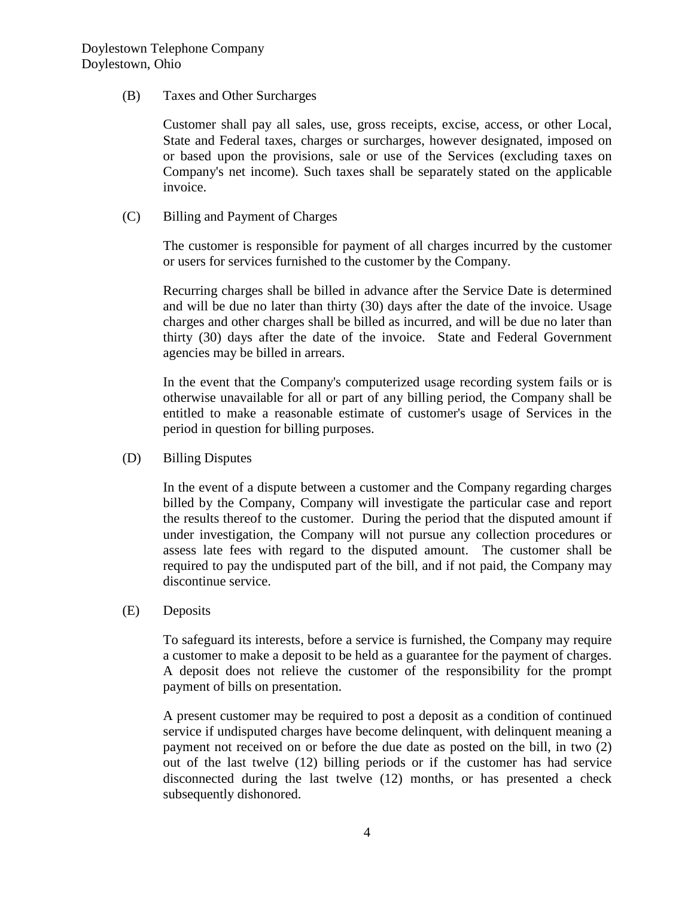(B) Taxes and Other Surcharges

Customer shall pay all sales, use, gross receipts, excise, access, or other Local, State and Federal taxes, charges or surcharges, however designated, imposed on or based upon the provisions, sale or use of the Services (excluding taxes on Company's net income). Such taxes shall be separately stated on the applicable invoice.

(C) Billing and Payment of Charges

The customer is responsible for payment of all charges incurred by the customer or users for services furnished to the customer by the Company.

Recurring charges shall be billed in advance after the Service Date is determined and will be due no later than thirty (30) days after the date of the invoice. Usage charges and other charges shall be billed as incurred, and will be due no later than thirty (30) days after the date of the invoice. State and Federal Government agencies may be billed in arrears.

In the event that the Company's computerized usage recording system fails or is otherwise unavailable for all or part of any billing period, the Company shall be entitled to make a reasonable estimate of customer's usage of Services in the period in question for billing purposes.

(D) Billing Disputes

In the event of a dispute between a customer and the Company regarding charges billed by the Company, Company will investigate the particular case and report the results thereof to the customer. During the period that the disputed amount if under investigation, the Company will not pursue any collection procedures or assess late fees with regard to the disputed amount. The customer shall be required to pay the undisputed part of the bill, and if not paid, the Company may discontinue service.

(E) Deposits

To safeguard its interests, before a service is furnished, the Company may require a customer to make a deposit to be held as a guarantee for the payment of charges. A deposit does not relieve the customer of the responsibility for the prompt payment of bills on presentation.

A present customer may be required to post a deposit as a condition of continued service if undisputed charges have become delinquent, with delinquent meaning a payment not received on or before the due date as posted on the bill, in two (2) out of the last twelve (12) billing periods or if the customer has had service disconnected during the last twelve (12) months, or has presented a check subsequently dishonored.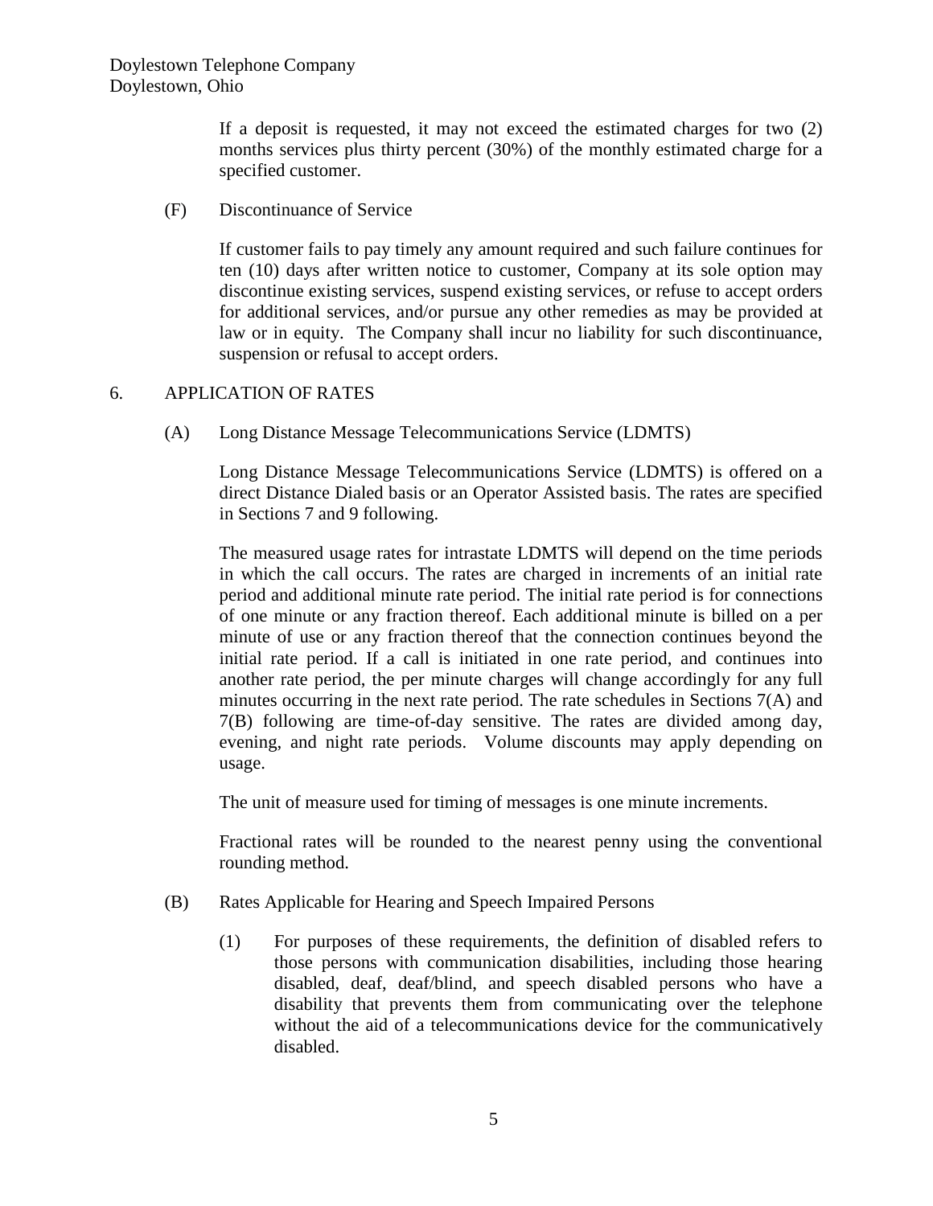Doylestown Telephone Company
Doylestown, Ohio

If a deposit is requested, it may not exceed the estimated charges for two (2) months services plus thirty percent (30%) of the monthly estimated charge for a specified customer.

(F) Discontinuance of Service

If customer fails to pay timely any amount required and such failure continues for ten (10) days after written notice to customer, Company at its sole option may discontinue existing services, suspend existing services, or refuse to accept orders for additional services, and/or pursue any other remedies as may be provided at law or in equity. The Company shall incur no liability for such discontinuance, suspension or refusal to accept orders.

## 6. APPLICATION OF RATES

(A) Long Distance Message Telecommunications Service (LDMTS)

Long Distance Message Telecommunications Service (LDMTS) is offered on a direct Distance Dialed basis or an Operator Assisted basis. The rates are specified in Sections 7 and 9 following.

The measured usage rates for intrastate LDMTS will depend on the time periods in which the call occurs. The rates are charged in increments of an initial rate period and additional minute rate period. The initial rate period is for connections of one minute or any fraction thereof. Each additional minute is billed on a per minute of use or any fraction thereof that the connection continues beyond the initial rate period. If a call is initiated in one rate period, and continues into another rate period, the per minute charges will change accordingly for any full minutes occurring in the next rate period. The rate schedules in Sections 7(A) and 7(B) following are time-of-day sensitive. The rates are divided among day, evening, and night rate periods. Volume discounts may apply depending on usage.

The unit of measure used for timing of messages is one minute increments.

Fractional rates will be rounded to the nearest penny using the conventional rounding method.

(B) Rates Applicable for Hearing and Speech Impaired Persons

(1) For purposes of these requirements, the definition of disabled refers to those persons with communication disabilities, including those hearing disabled, deaf, deaf/blind, and speech disabled persons who have a disability that prevents them from communicating over the telephone without the aid of a telecommunications device for the communicatively disabled.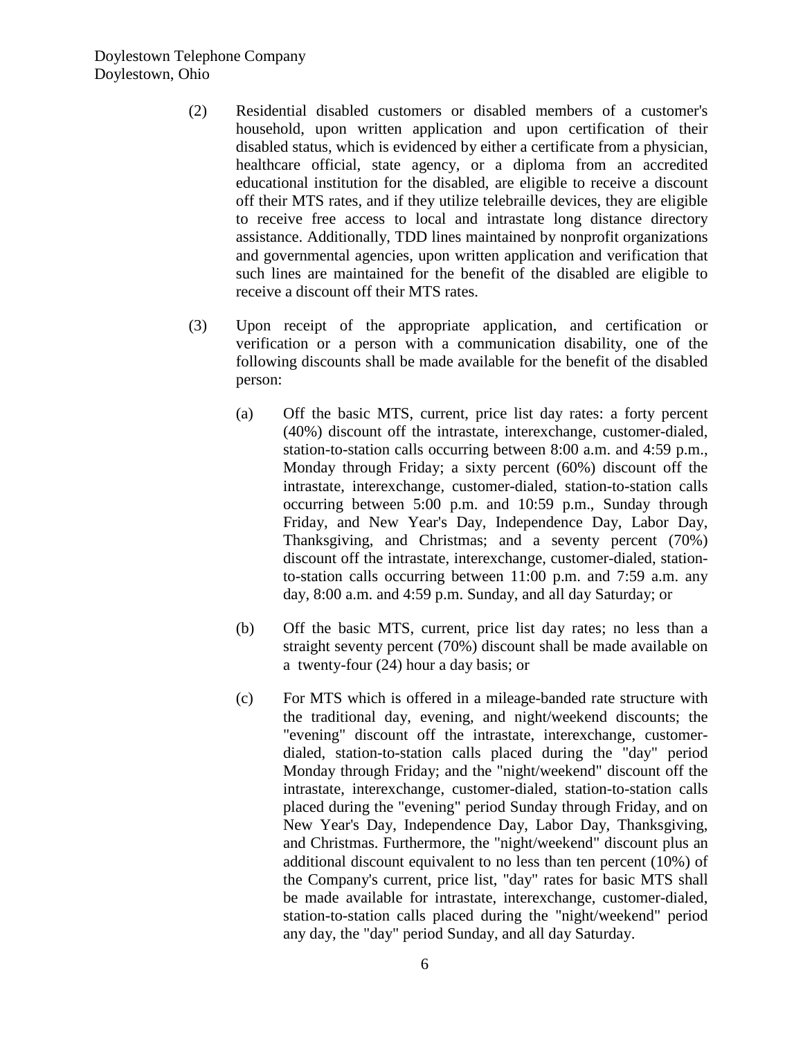(2) Residential disabled customers or disabled members of a customer's household, upon written application and upon certification of their disabled status, which is evidenced by either a certificate from a physician, healthcare official, state agency, or a diploma from an accredited educational institution for the disabled, are eligible to receive a discount off their MTS rates, and if they utilize telebraille devices, they are eligible to receive free access to local and intrastate long distance directory assistance. Additionally, TDD lines maintained by nonprofit organizations and governmental agencies, upon written application and verification that such lines are maintained for the benefit of the disabled are eligible to receive a discount off their MTS rates.

(3) Upon receipt of the appropriate application, and certification or verification or a person with a communication disability, one of the following discounts shall be made available for the benefit of the disabled person:

(a) Off the basic MTS, current, price list day rates: a forty percent (40%) discount off the intrastate, interexchange, customer-dialed, station-to-station calls occurring between 8:00 a.m. and 4:59 p.m., Monday through Friday; a sixty percent (60%) discount off the intrastate, interexchange, customer-dialed, station-to-station calls occurring between 5:00 p.m. and 10:59 p.m., Sunday through Friday, and New Year's Day, Independence Day, Labor Day, Thanksgiving, and Christmas; and a seventy percent (70%) discount off the intrastate, interexchange, customer-dialed, station-to-station calls occurring between 11:00 p.m. and 7:59 a.m. any day, 8:00 a.m. and 4:59 p.m. Sunday, and all day Saturday; or

(b) Off the basic MTS, current, price list day rates; no less than a straight seventy percent (70%) discount shall be made available on a twenty-four (24) hour a day basis; or

(c) For MTS which is offered in a mileage-banded rate structure with the traditional day, evening, and night/weekend discounts; the "evening" discount off the intrastate, interexchange, customer-dialed, station-to-station calls placed during the "day" period Monday through Friday; and the "night/weekend" discount off the intrastate, interexchange, customer-dialed, station-to-station calls placed during the "evening" period Sunday through Friday, and on New Year's Day, Independence Day, Labor Day, Thanksgiving, and Christmas. Furthermore, the "night/weekend" discount plus an additional discount equivalent to no less than ten percent (10%) of the Company's current, price list, "day" rates for basic MTS shall be made available for intrastate, interexchange, customer-dialed, station-to-station calls placed during the "night/weekend" period any day, the "day" period Sunday, and all day Saturday.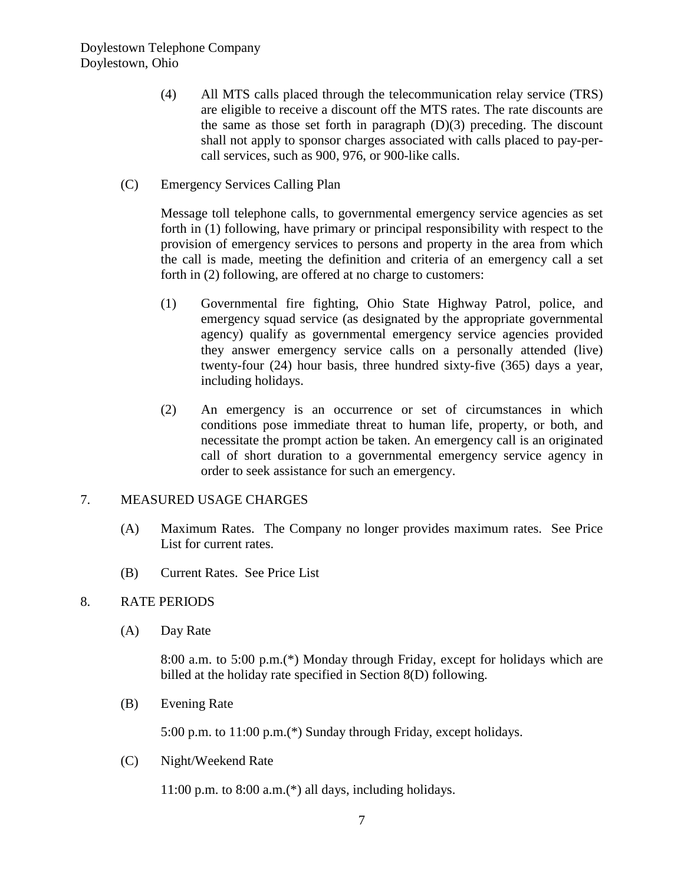(4) All MTS calls placed through the telecommunication relay service (TRS) are eligible to receive a discount off the MTS rates. The rate discounts are the same as those set forth in paragraph (D)(3) preceding. The discount shall not apply to sponsor charges associated with calls placed to pay-per-call services, such as 900, 976, or 900-like calls.

(C) Emergency Services Calling Plan

Message toll telephone calls, to governmental emergency service agencies as set forth in (1) following, have primary or principal responsibility with respect to the provision of emergency services to persons and property in the area from which the call is made, meeting the definition and criteria of an emergency call a set forth in (2) following, are offered at no charge to customers:

(1) Governmental fire fighting, Ohio State Highway Patrol, police, and emergency squad service (as designated by the appropriate governmental agency) qualify as governmental emergency service agencies provided they answer emergency service calls on a personally attended (live) twenty-four (24) hour basis, three hundred sixty-five (365) days a year, including holidays.

(2) An emergency is an occurrence or set of circumstances in which conditions pose immediate threat to human life, property, or both, and necessitate the prompt action be taken. An emergency call is an originated call of short duration to a governmental emergency service agency in order to seek assistance for such an emergency.

## 7. MEASURED USAGE CHARGES

(A) Maximum Rates. The Company no longer provides maximum rates. See Price List for current rates.

(B) Current Rates. See Price List

## 8. RATE PERIODS

(A) Day Rate

8:00 a.m. to 5:00 p.m.(*) Monday through Friday, except for holidays which are billed at the holiday rate specified in Section 8(D) following.

(B) Evening Rate

5:00 p.m. to 11:00 p.m.(*) Sunday through Friday, except holidays.

(C) Night/Weekend Rate

11:00 p.m. to 8:00 a.m.(*) all days, including holidays.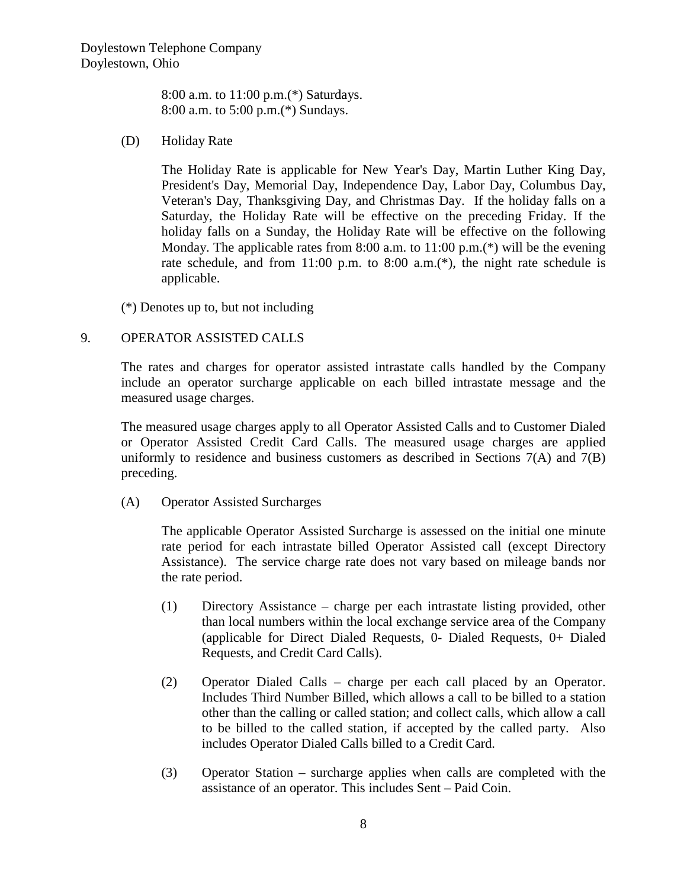8:00 a.m. to 11:00 p.m.(*) Saturdays.
8:00 a.m. to 5:00 p.m.(*) Sundays.

(D) Holiday Rate

The Holiday Rate is applicable for New Year's Day, Martin Luther King Day, President's Day, Memorial Day, Independence Day, Labor Day, Columbus Day, Veteran's Day, Thanksgiving Day, and Christmas Day. If the holiday falls on a Saturday, the Holiday Rate will be effective on the preceding Friday. If the holiday falls on a Sunday, the Holiday Rate will be effective on the following Monday. The applicable rates from 8:00 a.m. to 11:00 p.m.(*) will be the evening rate schedule, and from 11:00 p.m. to 8:00 a.m.(*), the night rate schedule is applicable.

(*) Denotes up to, but not including

## 9. OPERATOR ASSISTED CALLS

The rates and charges for operator assisted intrastate calls handled by the Company include an operator surcharge applicable on each billed intrastate message and the measured usage charges.

The measured usage charges apply to all Operator Assisted Calls and to Customer Dialed or Operator Assisted Credit Card Calls. The measured usage charges are applied uniformly to residence and business customers as described in Sections 7(A) and 7(B) preceding.

(A) Operator Assisted Surcharges

The applicable Operator Assisted Surcharge is assessed on the initial one minute rate period for each intrastate billed Operator Assisted call (except Directory Assistance). The service charge rate does not vary based on mileage bands nor the rate period.

(1) Directory Assistance – charge per each intrastate listing provided, other than local numbers within the local exchange service area of the Company (applicable for Direct Dialed Requests, 0- Dialed Requests, 0+ Dialed Requests, and Credit Card Calls).

(2) Operator Dialed Calls – charge per each call placed by an Operator. Includes Third Number Billed, which allows a call to be billed to a station other than the calling or called station; and collect calls, which allow a call to be billed to the called station, if accepted by the called party. Also includes Operator Dialed Calls billed to a Credit Card.

(3) Operator Station – surcharge applies when calls are completed with the assistance of an operator. This includes Sent – Paid Coin.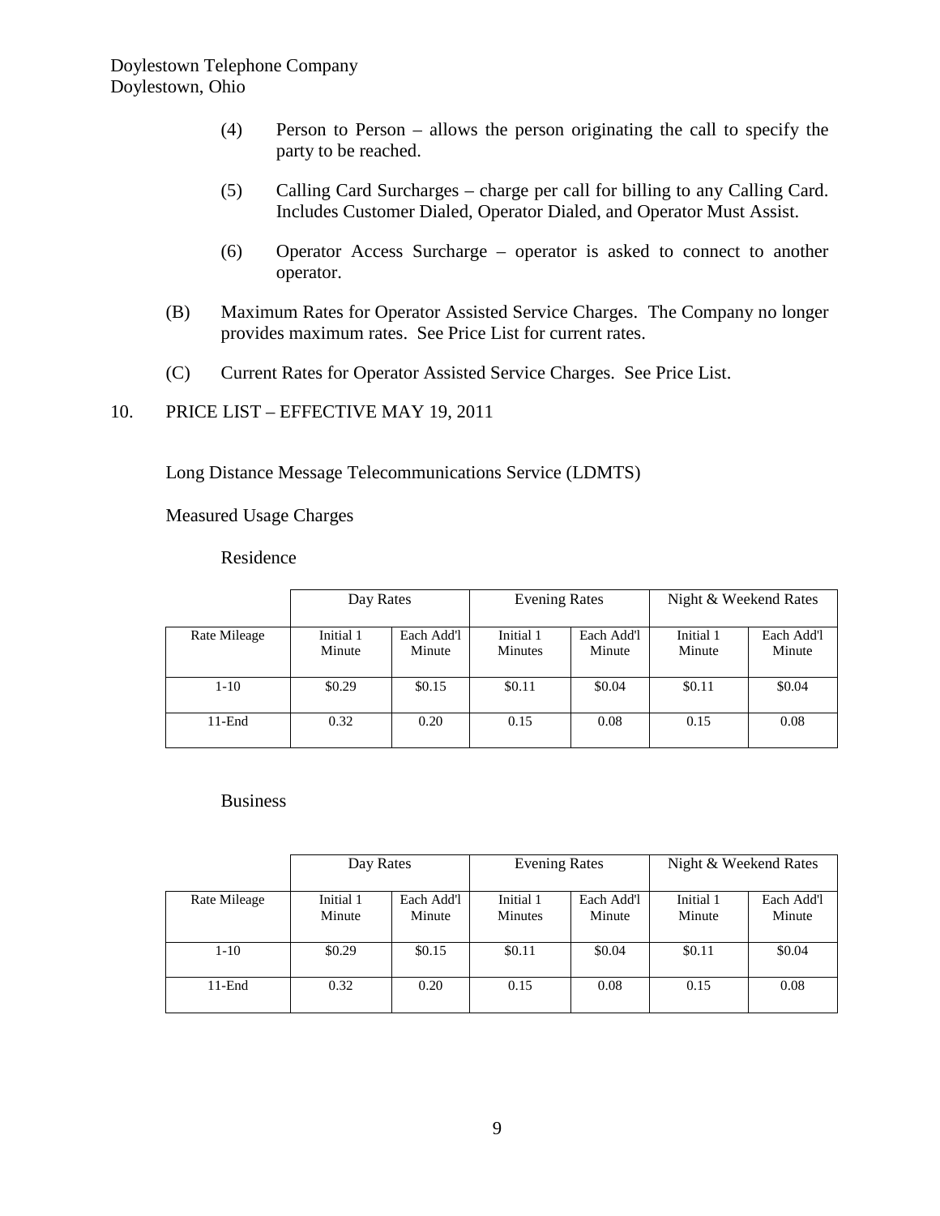(4) Person to Person – allows the person originating the call to specify the party to be reached.

(5) Calling Card Surcharges – charge per call for billing to any Calling Card. Includes Customer Dialed, Operator Dialed, and Operator Must Assist.

(6) Operator Access Surcharge – operator is asked to connect to another operator.

(B) Maximum Rates for Operator Assisted Service Charges. The Company no longer provides maximum rates. See Price List for current rates.

(C) Current Rates for Operator Assisted Service Charges. See Price List.

## 10. PRICE LIST – EFFECTIVE MAY 19, 2011

Long Distance Message Telecommunications Service (LDMTS)

Measured Usage Charges

Residence

| | Day Rates | | Evening Rates | | Night & Weekend Rates | |
|---|---|---|---|---|---|---|
| Rate Mileage | Initial 1 Minute | Each Add'l Minute | Initial 1 Minutes | Each Add'l Minute | Initial 1 Minute | Each Add'l Minute |
| 1-10 | $0.29 | $0.15 | $0.11 | $0.04 | $0.11 | $0.04 |
| 11-End | 0.32 | 0.20 | 0.15 | 0.08 | 0.15 | 0.08 |

Business

| | Day Rates | | Evening Rates | | Night & Weekend Rates | |
|---|---|---|---|---|---|---|
| Rate Mileage | Initial 1 Minute | Each Add'l Minute | Initial 1 Minutes | Each Add'l Minute | Initial 1 Minute | Each Add'l Minute |
| 1-10 | $0.29 | $0.15 | $0.11 | $0.04 | $0.11 | $0.04 |
| 11-End | 0.32 | 0.20 | 0.15 | 0.08 | 0.15 | 0.08 |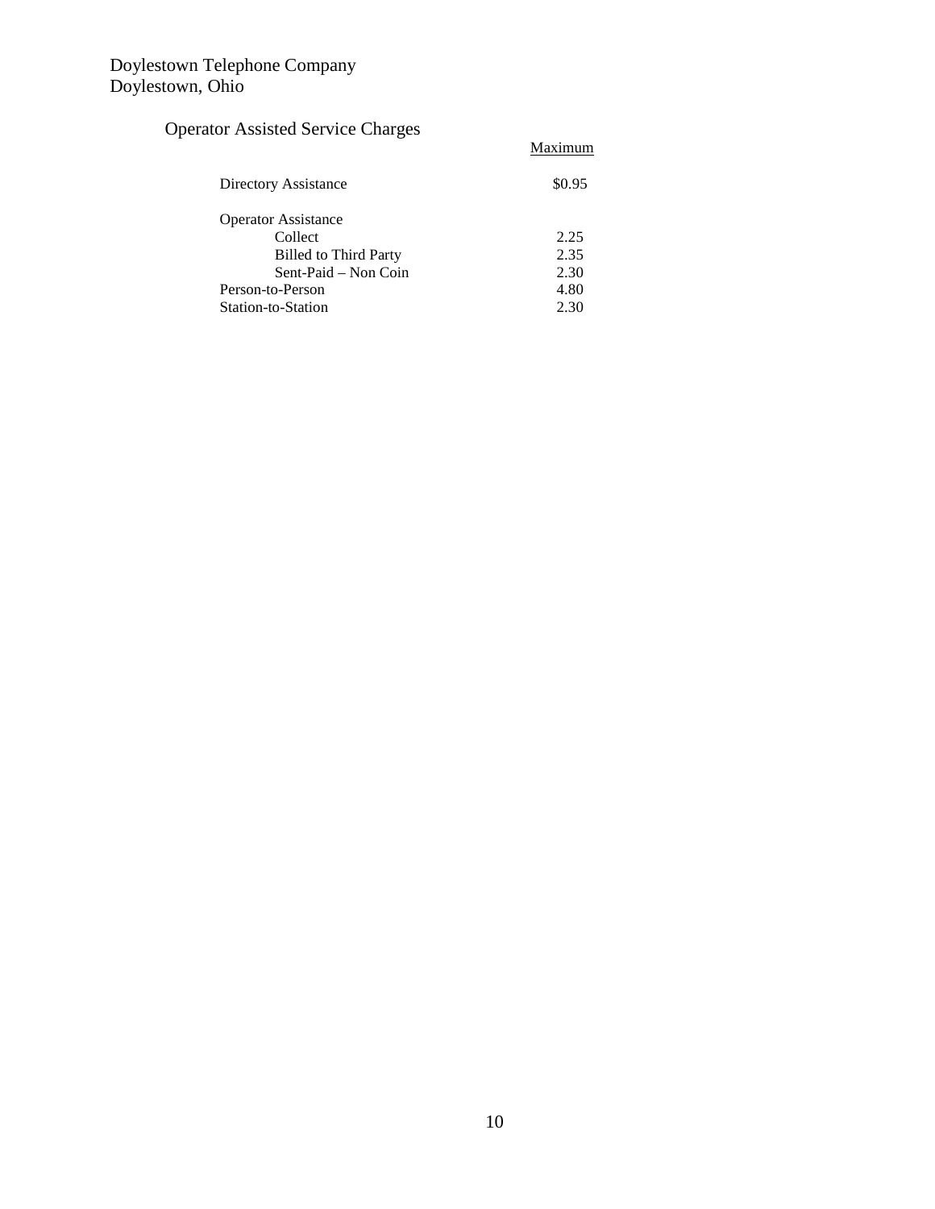Doylestown Telephone Company
Doylestown, Ohio

## Operator Assisted Service Charges

| | Maximum |
|---|---|
| Directory Assistance | $0.95 |
| Operator Assistance | |
| Collect | 2.25 |
| Billed to Third Party | 2.35 |
| Sent-Paid – Non Coin | 2.30 |
| Person-to-Person | 4.80 |
| Station-to-Station | 2.30 |